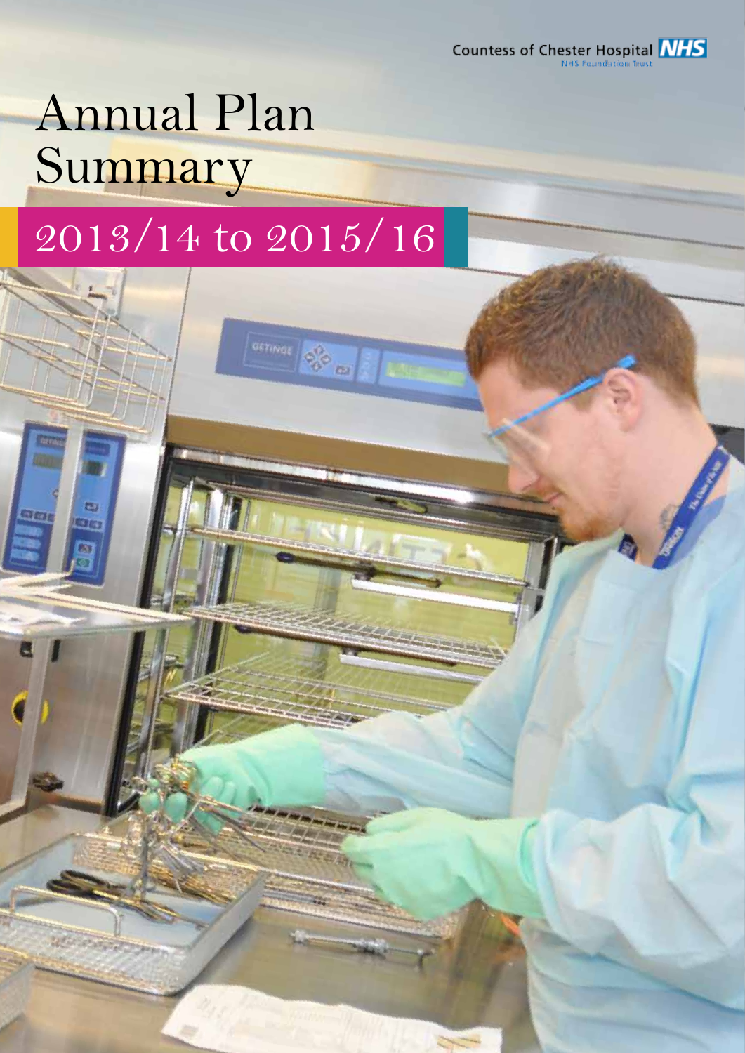Countess of Chester Hospital NHS Foundation Trust

# Annual Plan Summary

## 2013/14 to 2015/16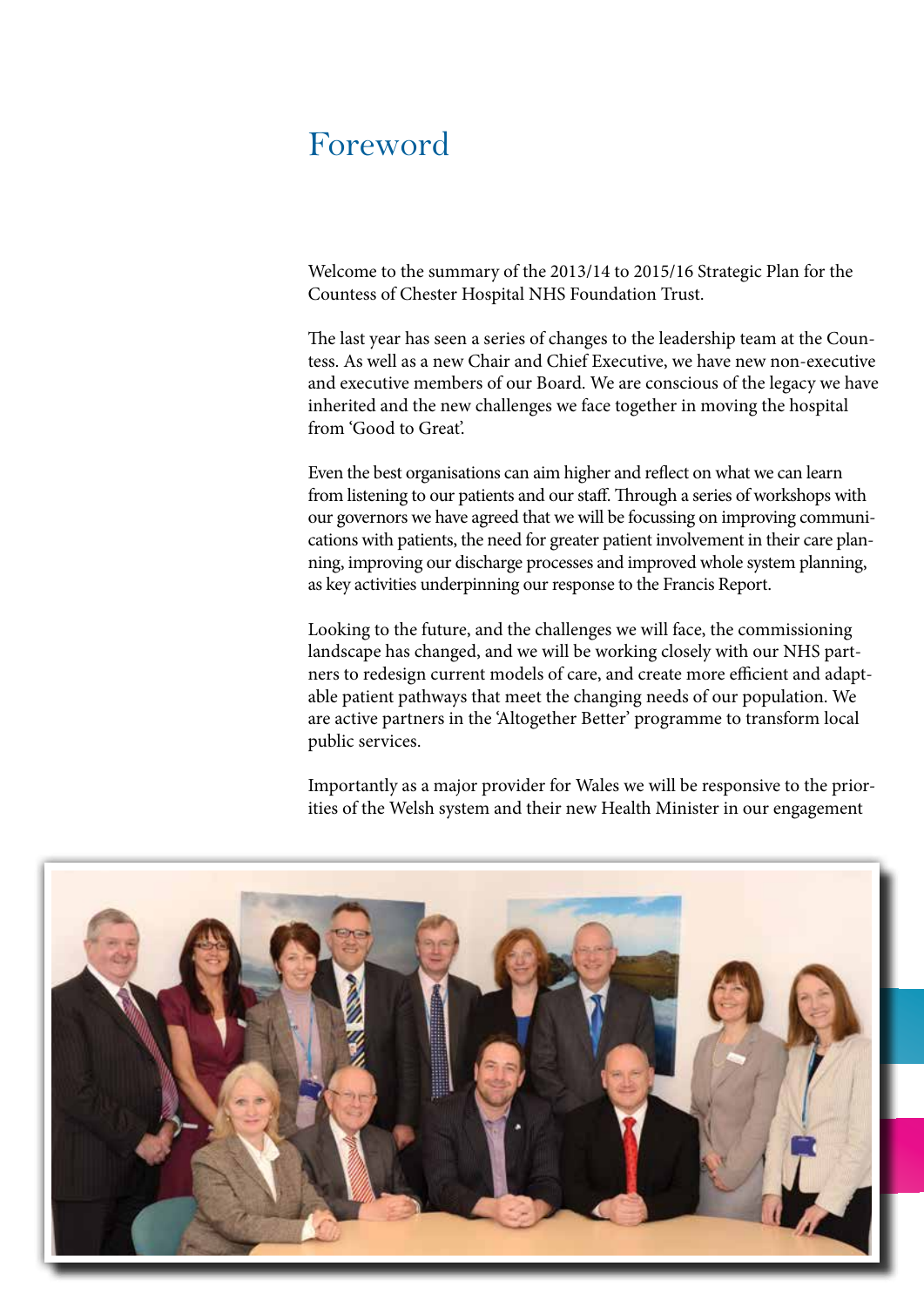# Foreword

Welcome to the summary of the 2013/14 to 2015/16 Strategic Plan for the Countess of Chester Hospital NHS Foundation Trust.

The last year has seen a series of changes to the leadership team at the Countess. As well as a new Chair and Chief Executive, we have new non-executive and executive members of our Board. We are conscious of the legacy we have inherited and the new challenges we face together in moving the hospital from 'Good to Great'.

Even the best organisations can aim higher and reflect on what we can learn from listening to our patients and our staff. Through a series of workshops with our governors we have agreed that we will be focussing on improving communications with patients, the need for greater patient involvement in their care planning, improving our discharge processes and improved whole system planning, as key activities underpinning our response to the Francis Report.

Looking to the future, and the challenges we will face, the commissioning landscape has changed, and we will be working closely with our NHS partners to redesign current models of care, and create more efficient and adaptable patient pathways that meet the changing needs of our population. We are active partners in the 'Altogether Better' programme to transform local public services.

Importantly as a major provider for Wales we will be responsive to the priorities of the Welsh system and their new Health Minister in our engagement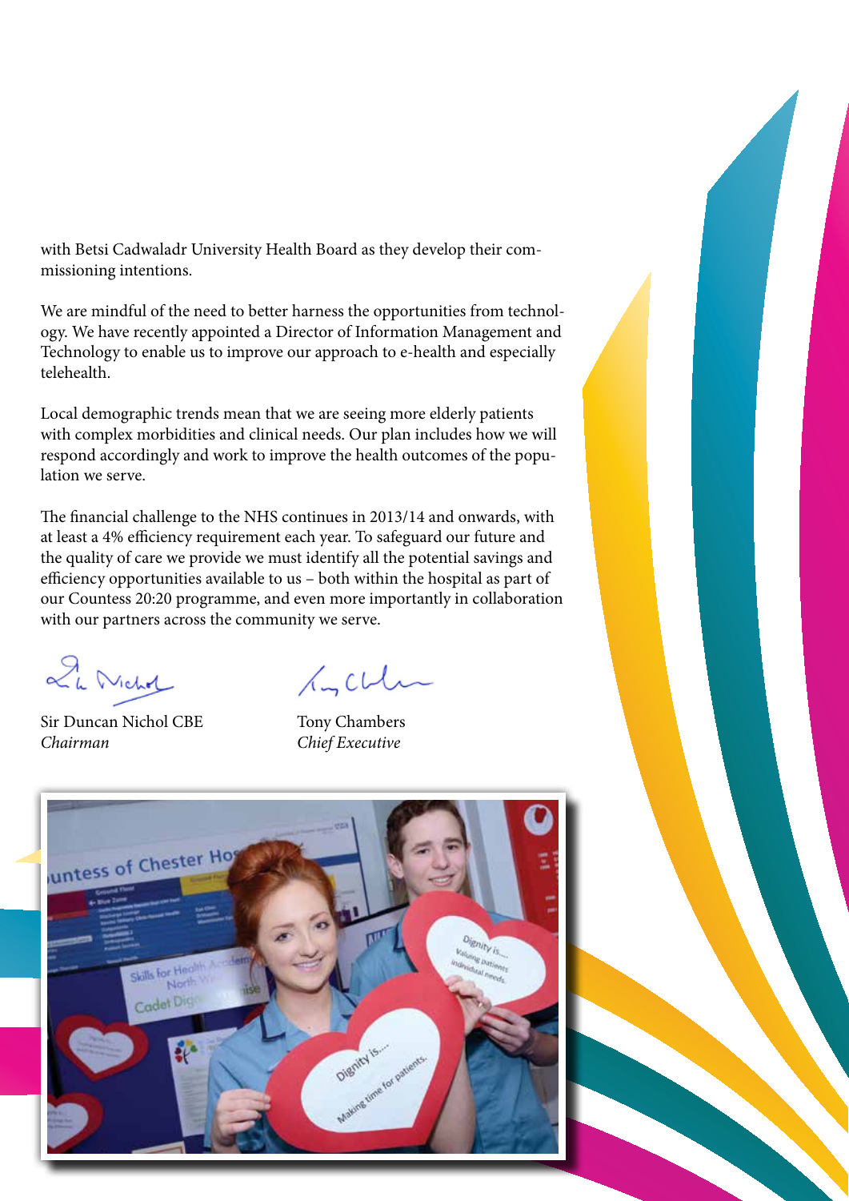with Betsi Cadwaladr University Health Board as they develop their commissioning intentions.

We are mindful of the need to better harness the opportunities from technology. We have recently appointed a Director of Information Management and Technology to enable us to improve our approach to e-health and especially telehealth.

Local demographic trends mean that we are seeing more elderly patients with complex morbidities and clinical needs. Our plan includes how we will respond accordingly and work to improve the health outcomes of the population we serve.

The financial challenge to the NHS continues in 2013/14 and onwards, with at least a 4% efficiency requirement each year. To safeguard our future and the quality of care we provide we must identify all the potential savings and efficiency opportunities available to us – both within the hospital as part of our Countess 20:20 programme, and even more importantly in collaboration with our partners across the community we serve.

Sir Duncan Nichol CBE
*Chairman*

Tony Chambers
*Chief Executive*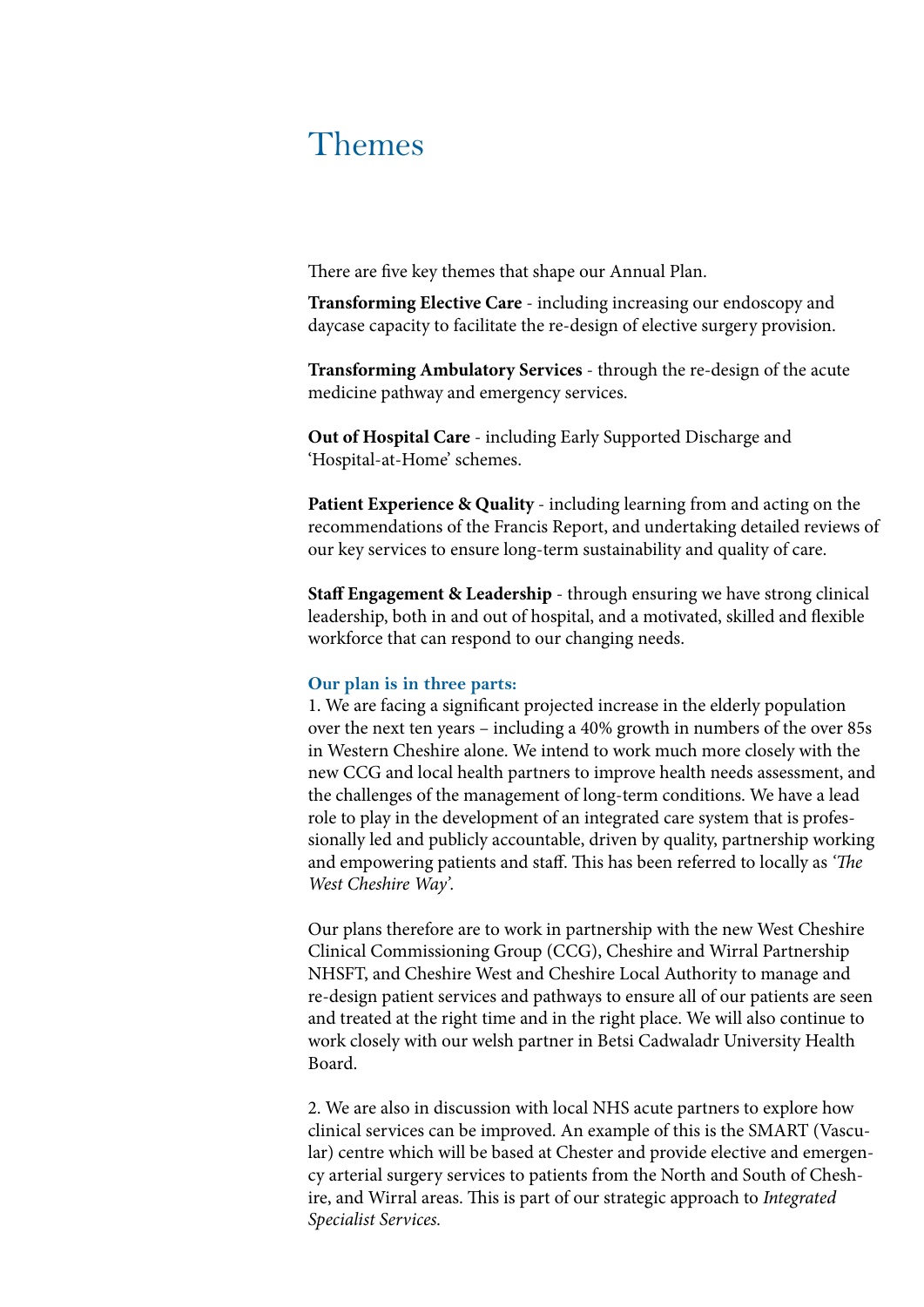# Themes

There are five key themes that shape our Annual Plan.

**Transforming Elective Care** - including increasing our endoscopy and daycase capacity to facilitate the re-design of elective surgery provision.

**Transforming Ambulatory Services** - through the re-design of the acute medicine pathway and emergency services.

**Out of Hospital Care** - including Early Supported Discharge and 'Hospital-at-Home' schemes.

**Patient Experience & Quality** - including learning from and acting on the recommendations of the Francis Report, and undertaking detailed reviews of our key services to ensure long-term sustainability and quality of care.

**Staff Engagement & Leadership** - through ensuring we have strong clinical leadership, both in and out of hospital, and a motivated, skilled and flexible workforce that can respond to our changing needs.

**Our plan is in three parts:**

1. We are facing a significant projected increase in the elderly population over the next ten years – including a 40% growth in numbers of the over 85s in Western Cheshire alone. We intend to work much more closely with the new CCG and local health partners to improve health needs assessment, and the challenges of the management of long-term conditions. We have a lead role to play in the development of an integrated care system that is professionally led and publicly accountable, driven by quality, partnership working and empowering patients and staff. This has been referred to locally as '*The West Cheshire Way*'.

Our plans therefore are to work in partnership with the new West Cheshire Clinical Commissioning Group (CCG), Cheshire and Wirral Partnership NHSFT, and Cheshire West and Cheshire Local Authority to manage and re-design patient services and pathways to ensure all of our patients are seen and treated at the right time and in the right place. We will also continue to work closely with our welsh partner in Betsi Cadwaladr University Health Board.

2. We are also in discussion with local NHS acute partners to explore how clinical services can be improved. An example of this is the SMART (Vascular) centre which will be based at Chester and provide elective and emergency arterial surgery services to patients from the North and South of Cheshire, and Wirral areas. This is part of our strategic approach to *Integrated Specialist Services.*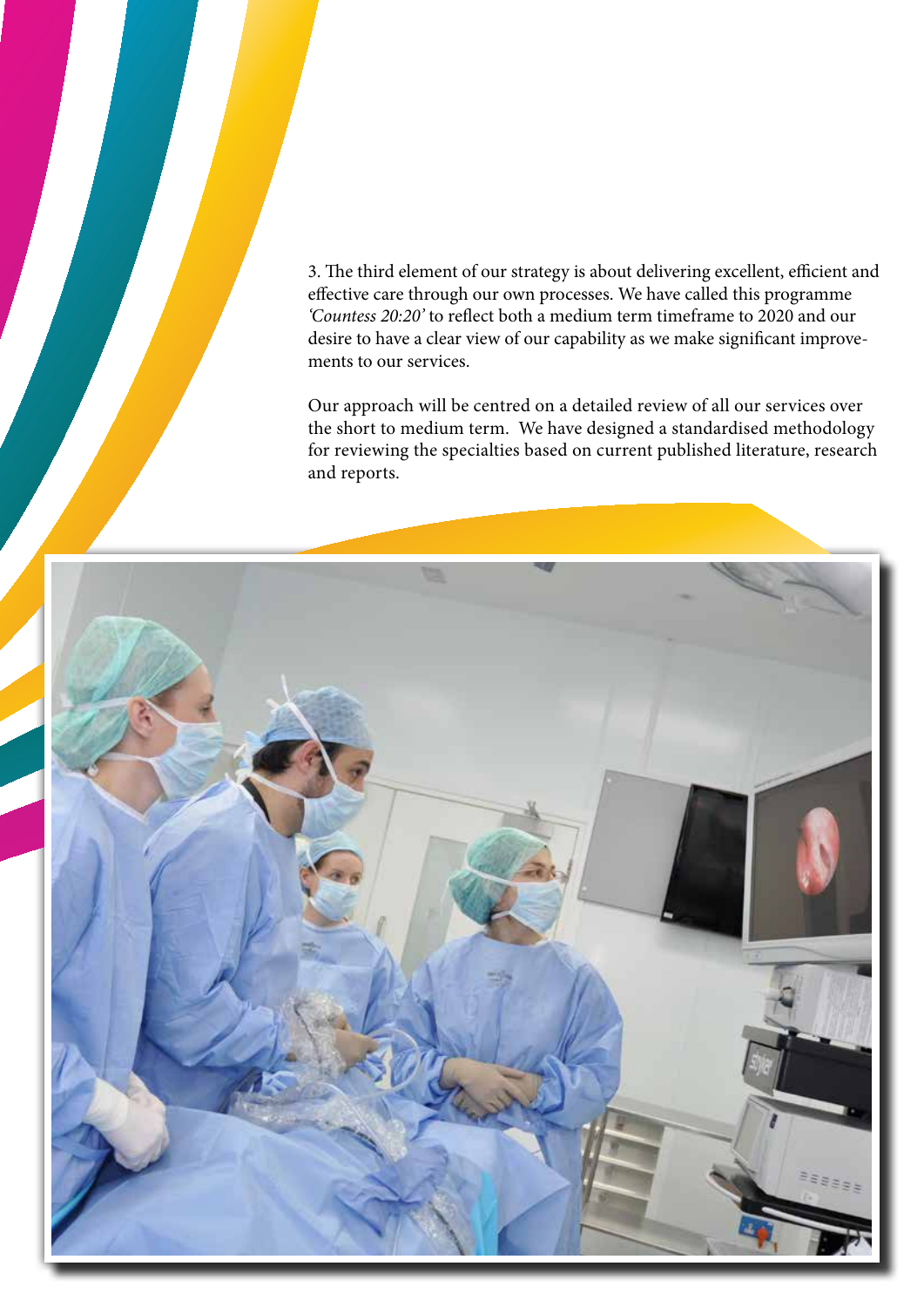3. The third element of our strategy is about delivering excellent, efficient and effective care through our own processes. We have called this programme *'Countess 20:20'* to reflect both a medium term timeframe to 2020 and our desire to have a clear view of our capability as we make significant improvements to our services.

Our approach will be centred on a detailed review of all our services over the short to medium term. We have designed a standardised methodology for reviewing the specialties based on current published literature, research and reports.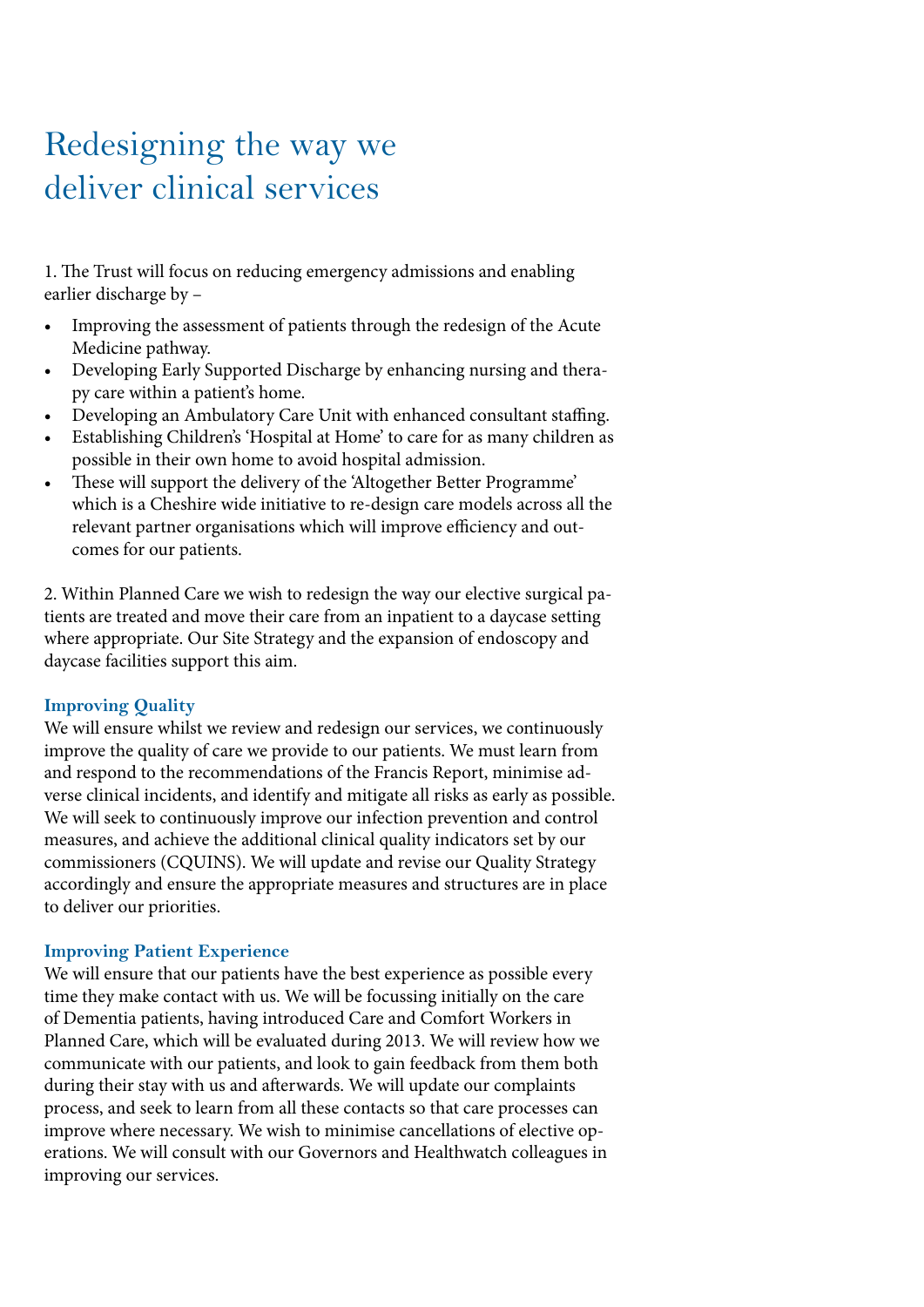# Redesigning the way we deliver clinical services

1. The Trust will focus on reducing emergency admissions and enabling earlier discharge by –

- Improving the assessment of patients through the redesign of the Acute Medicine pathway.
- Developing Early Supported Discharge by enhancing nursing and therapy care within a patient's home.
- Developing an Ambulatory Care Unit with enhanced consultant staffing.
- Establishing Children's 'Hospital at Home' to care for as many children as possible in their own home to avoid hospital admission.
- These will support the delivery of the 'Altogether Better Programme' which is a Cheshire wide initiative to re-design care models across all the relevant partner organisations which will improve efficiency and outcomes for our patients.

2. Within Planned Care we wish to redesign the way our elective surgical patients are treated and move their care from an inpatient to a daycase setting where appropriate. Our Site Strategy and the expansion of endoscopy and daycase facilities support this aim.

### Improving Quality

We will ensure whilst we review and redesign our services, we continuously improve the quality of care we provide to our patients. We must learn from and respond to the recommendations of the Francis Report, minimise adverse clinical incidents, and identify and mitigate all risks as early as possible. We will seek to continuously improve our infection prevention and control measures, and achieve the additional clinical quality indicators set by our commissioners (CQUINS). We will update and revise our Quality Strategy accordingly and ensure the appropriate measures and structures are in place to deliver our priorities.

### Improving Patient Experience

We will ensure that our patients have the best experience as possible every time they make contact with us. We will be focussing initially on the care of Dementia patients, having introduced Care and Comfort Workers in Planned Care, which will be evaluated during 2013. We will review how we communicate with our patients, and look to gain feedback from them both during their stay with us and afterwards. We will update our complaints process, and seek to learn from all these contacts so that care processes can improve where necessary. We wish to minimise cancellations of elective operations. We will consult with our Governors and Healthwatch colleagues in improving our services.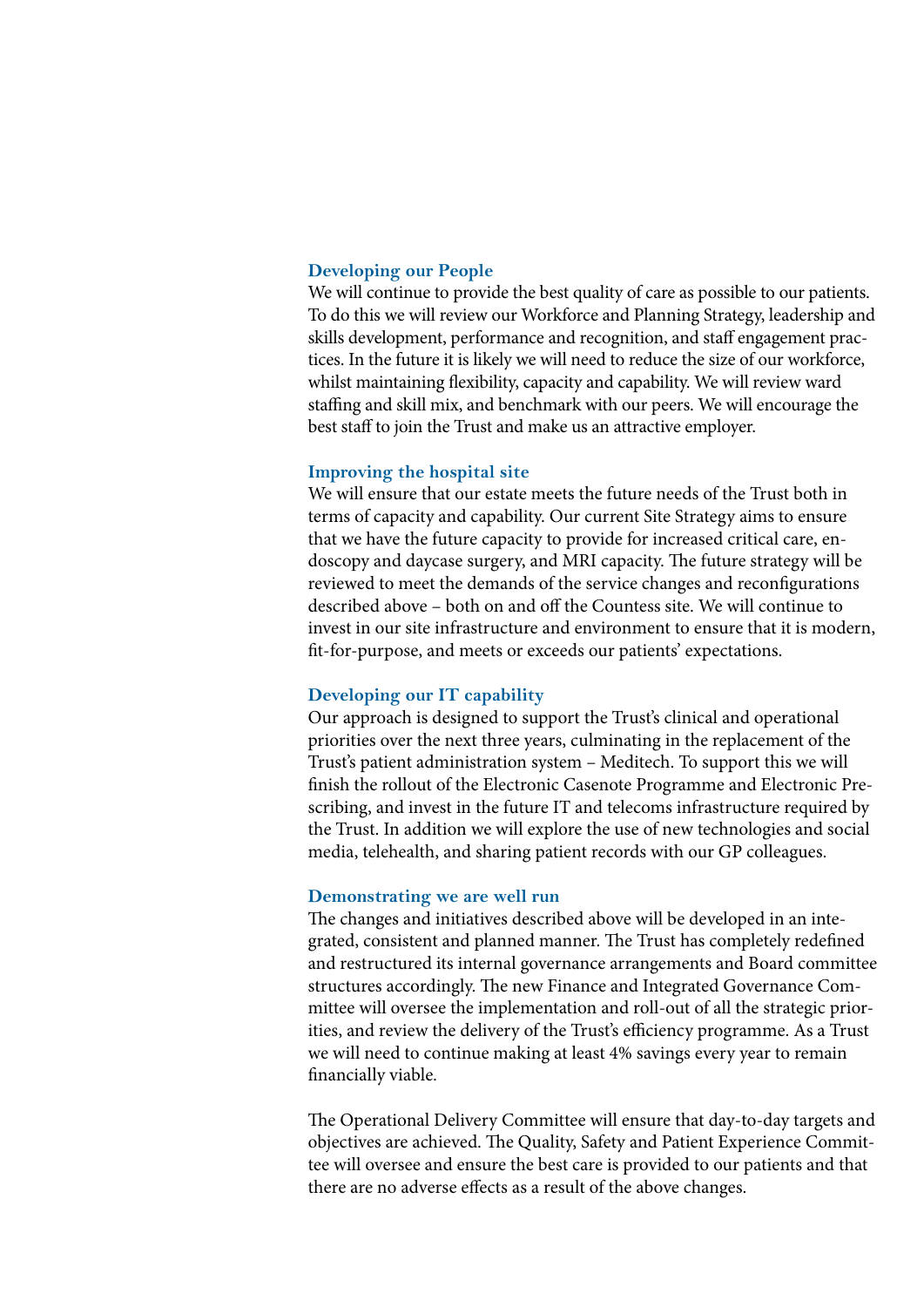### Developing our People

We will continue to provide the best quality of care as possible to our patients. To do this we will review our Workforce and Planning Strategy, leadership and skills development, performance and recognition, and staff engagement practices. In the future it is likely we will need to reduce the size of our workforce, whilst maintaining flexibility, capacity and capability. We will review ward staffing and skill mix, and benchmark with our peers. We will encourage the best staff to join the Trust and make us an attractive employer.

### Improving the hospital site

We will ensure that our estate meets the future needs of the Trust both in terms of capacity and capability. Our current Site Strategy aims to ensure that we have the future capacity to provide for increased critical care, endoscopy and daycase surgery, and MRI capacity. The future strategy will be reviewed to meet the demands of the service changes and reconfigurations described above – both on and off the Countess site. We will continue to invest in our site infrastructure and environment to ensure that it is modern, fit-for-purpose, and meets or exceeds our patients' expectations.

### Developing our IT capability

Our approach is designed to support the Trust's clinical and operational priorities over the next three years, culminating in the replacement of the Trust's patient administration system – Meditech. To support this we will finish the rollout of the Electronic Casenote Programme and Electronic Prescribing, and invest in the future IT and telecoms infrastructure required by the Trust. In addition we will explore the use of new technologies and social media, telehealth, and sharing patient records with our GP colleagues.

### Demonstrating we are well run

The changes and initiatives described above will be developed in an integrated, consistent and planned manner. The Trust has completely redefined and restructured its internal governance arrangements and Board committee structures accordingly. The new Finance and Integrated Governance Committee will oversee the implementation and roll-out of all the strategic priorities, and review the delivery of the Trust's efficiency programme. As a Trust we will need to continue making at least 4% savings every year to remain financially viable.

The Operational Delivery Committee will ensure that day-to-day targets and objectives are achieved. The Quality, Safety and Patient Experience Committee will oversee and ensure the best care is provided to our patients and that there are no adverse effects as a result of the above changes.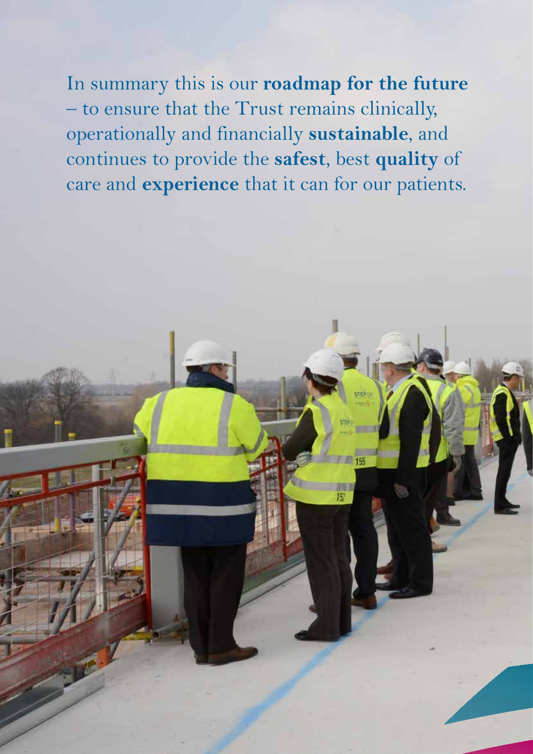In summary this is our **roadmap for the future** – to ensure that the Trust remains clinically, operationally and financially **sustainable**, and continues to provide the **safest**, best **quality** of care and **experience** that it can for our patients.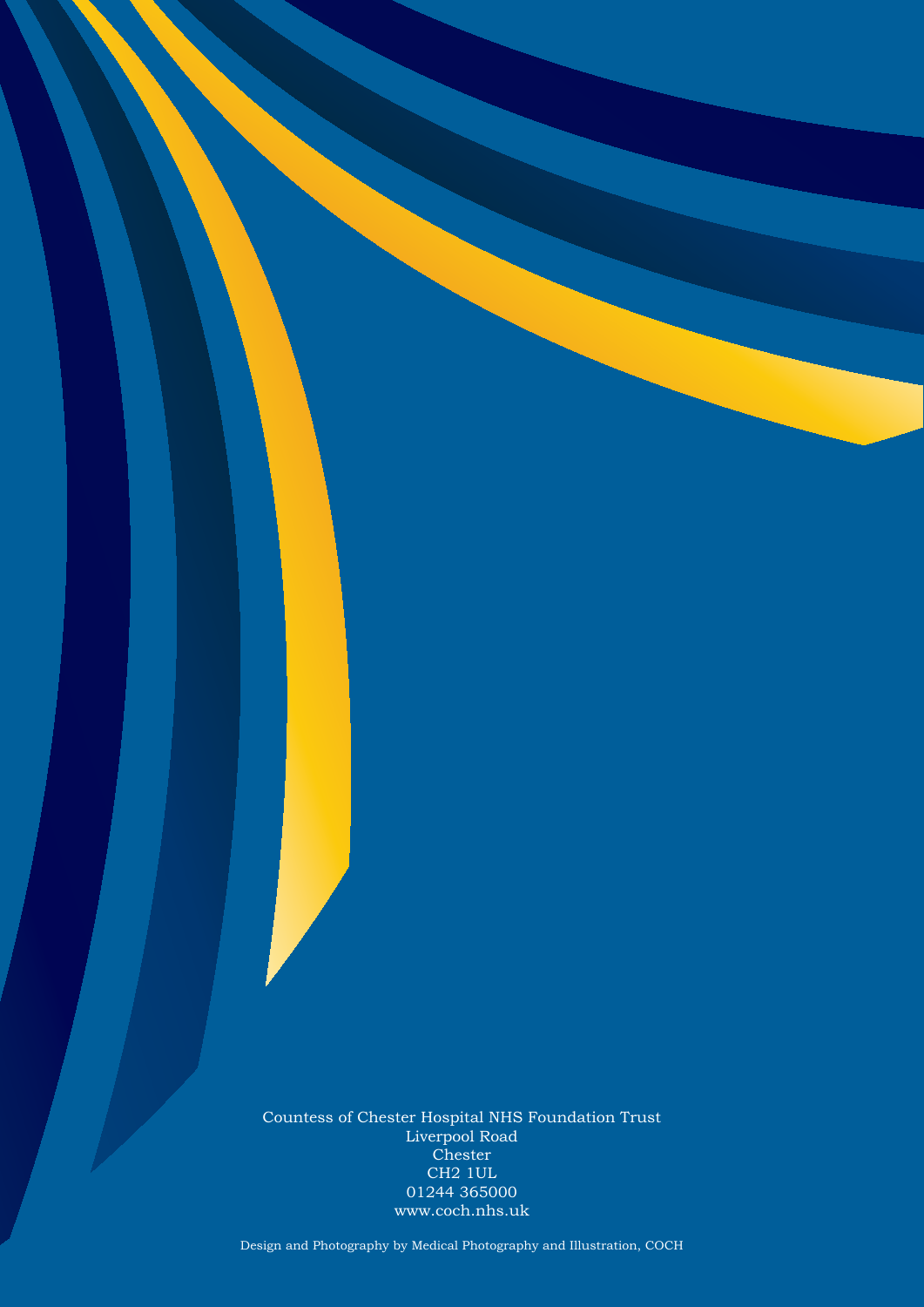Countess of Chester Hospital NHS Foundation Trust
Liverpool Road
Chester
CH2 1UL
01244 365000
www.coch.nhs.uk

Design and Photography by Medical Photography and Illustration, COCH